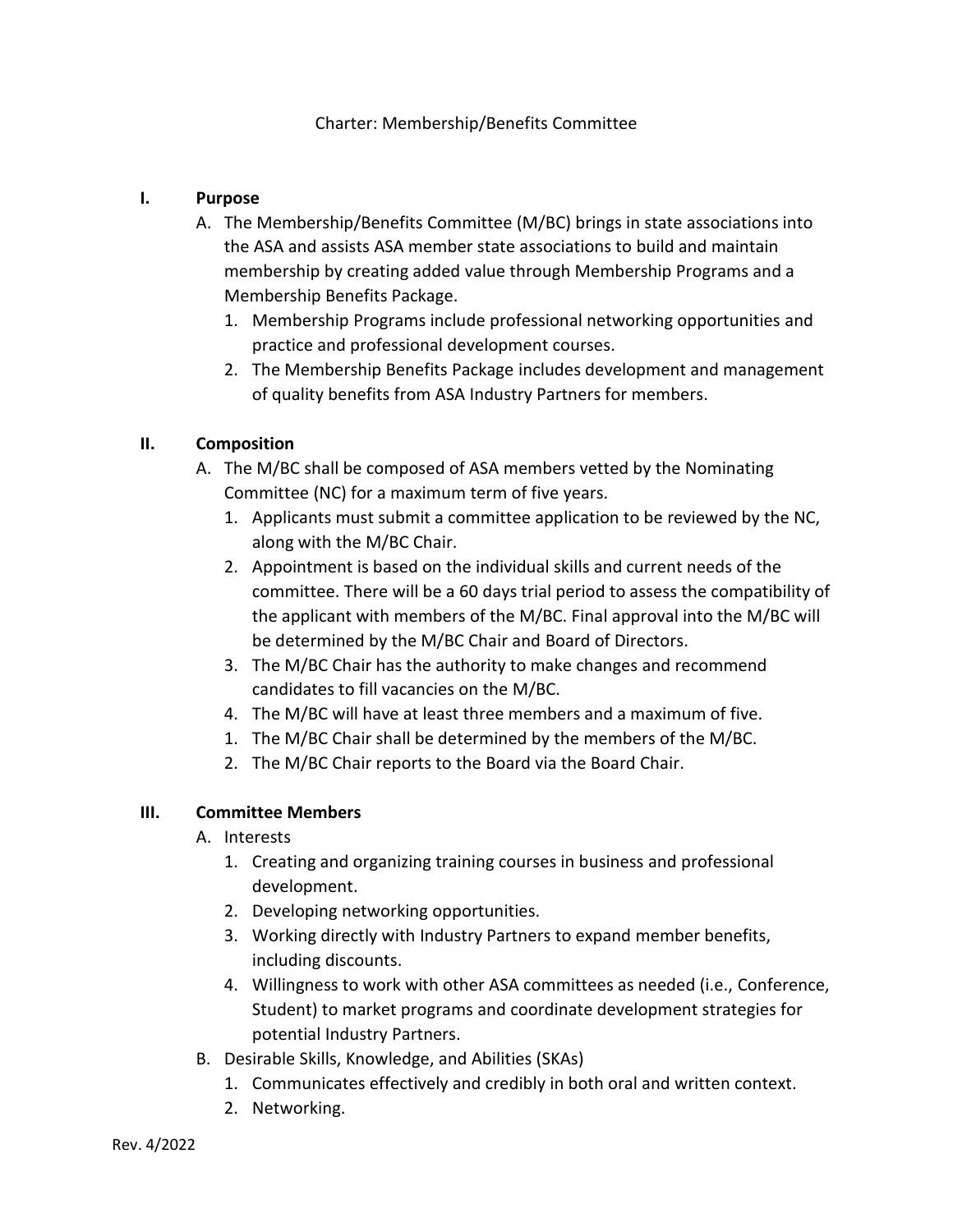Charter: Membership/Benefits Committee

## I. Purpose

A. The Membership/Benefits Committee (M/BC) brings in state associations into the ASA and assists ASA member state associations to build and maintain membership by creating added value through Membership Programs and a Membership Benefits Package.
   1. Membership Programs include professional networking opportunities and practice and professional development courses.
   2. The Membership Benefits Package includes development and management of quality benefits from ASA Industry Partners for members.

## II. Composition

A. The M/BC shall be composed of ASA members vetted by the Nominating Committee (NC) for a maximum term of five years.
   1. Applicants must submit a committee application to be reviewed by the NC, along with the M/BC Chair.
   2. Appointment is based on the individual skills and current needs of the committee. There will be a 60 days trial period to assess the compatibility of the applicant with members of the M/BC. Final approval into the M/BC will be determined by the M/BC Chair and Board of Directors.
   3. The M/BC Chair has the authority to make changes and recommend candidates to fill vacancies on the M/BC.
   4. The M/BC will have at least three members and a maximum of five.
   1. The M/BC Chair shall be determined by the members of the M/BC.
   2. The M/BC Chair reports to the Board via the Board Chair.

## III. Committee Members

A. Interests
   1. Creating and organizing training courses in business and professional development.
   2. Developing networking opportunities.
   3. Working directly with Industry Partners to expand member benefits, including discounts.
   4. Willingness to work with other ASA committees as needed (i.e., Conference, Student) to market programs and coordinate development strategies for potential Industry Partners.

B. Desirable Skills, Knowledge, and Abilities (SKAs)
   1. Communicates effectively and credibly in both oral and written context.
   2. Networking.

Rev. 4/2022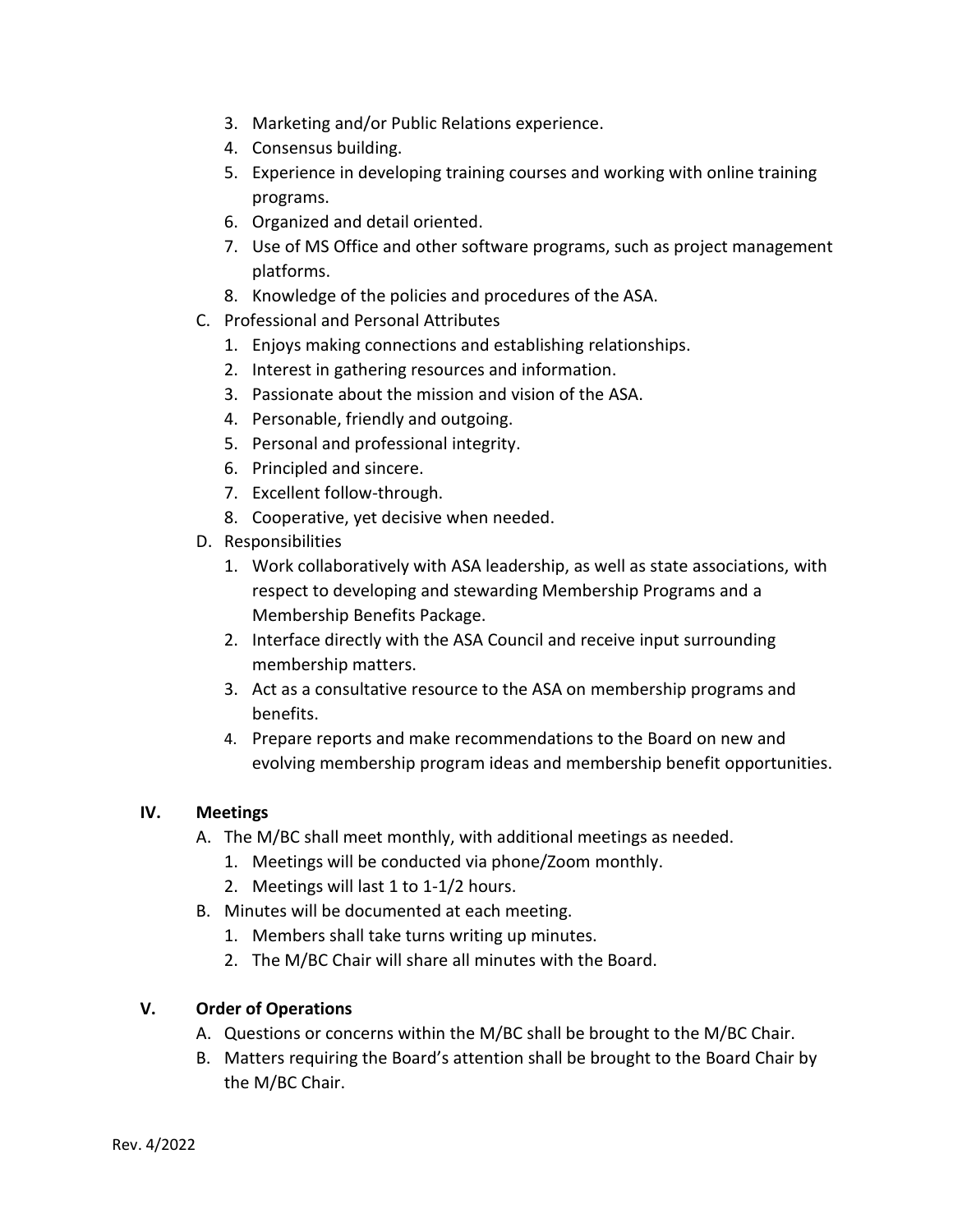3. Marketing and/or Public Relations experience.
4. Consensus building.
5. Experience in developing training courses and working with online training programs.
6. Organized and detail oriented.
7. Use of MS Office and other software programs, such as project management platforms.
8. Knowledge of the policies and procedures of the ASA.

C. Professional and Personal Attributes

1. Enjoys making connections and establishing relationships.
2. Interest in gathering resources and information.
3. Passionate about the mission and vision of the ASA.
4. Personable, friendly and outgoing.
5. Personal and professional integrity.
6. Principled and sincere.
7. Excellent follow-through.
8. Cooperative, yet decisive when needed.

D. Responsibilities

1. Work collaboratively with ASA leadership, as well as state associations, with respect to developing and stewarding Membership Programs and a Membership Benefits Package.
2. Interface directly with the ASA Council and receive input surrounding membership matters.
3. Act as a consultative resource to the ASA on membership programs and benefits.
4. Prepare reports and make recommendations to the Board on new and evolving membership program ideas and membership benefit opportunities.

## IV. Meetings

A. The M/BC shall meet monthly, with additional meetings as needed.

1. Meetings will be conducted via phone/Zoom monthly.
2. Meetings will last 1 to 1-1/2 hours.

B. Minutes will be documented at each meeting.

1. Members shall take turns writing up minutes.
2. The M/BC Chair will share all minutes with the Board.

## V. Order of Operations

A. Questions or concerns within the M/BC shall be brought to the M/BC Chair.

B. Matters requiring the Board's attention shall be brought to the Board Chair by the M/BC Chair.

Rev. 4/2022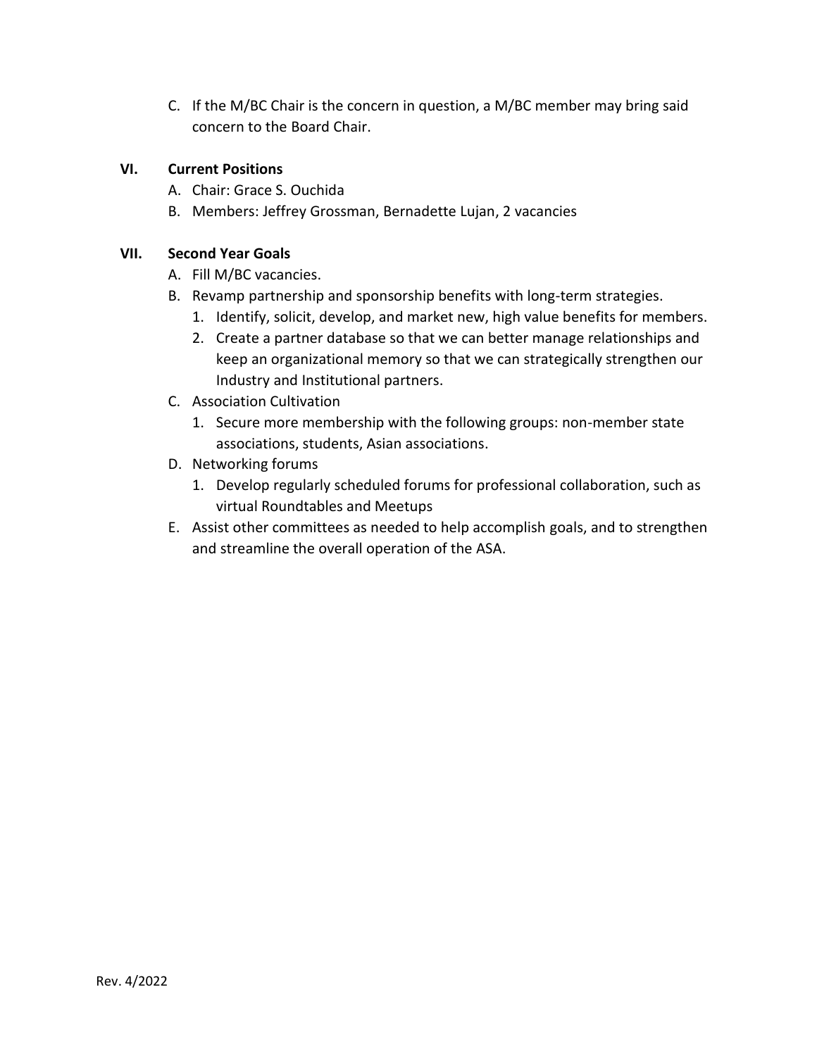C. If the M/BC Chair is the concern in question, a M/BC member may bring said concern to the Board Chair.

## VI. Current Positions

A. Chair: Grace S. Ouchida

B. Members: Jeffrey Grossman, Bernadette Lujan, 2 vacancies

## VII. Second Year Goals

A. Fill M/BC vacancies.

B. Revamp partnership and sponsorship benefits with long-term strategies.
   1. Identify, solicit, develop, and market new, high value benefits for members.
   2. Create a partner database so that we can better manage relationships and keep an organizational memory so that we can strategically strengthen our Industry and Institutional partners.

C. Association Cultivation
   1. Secure more membership with the following groups: non-member state associations, students, Asian associations.

D. Networking forums
   1. Develop regularly scheduled forums for professional collaboration, such as virtual Roundtables and Meetups

E. Assist other committees as needed to help accomplish goals, and to strengthen and streamline the overall operation of the ASA.

Rev. 4/2022